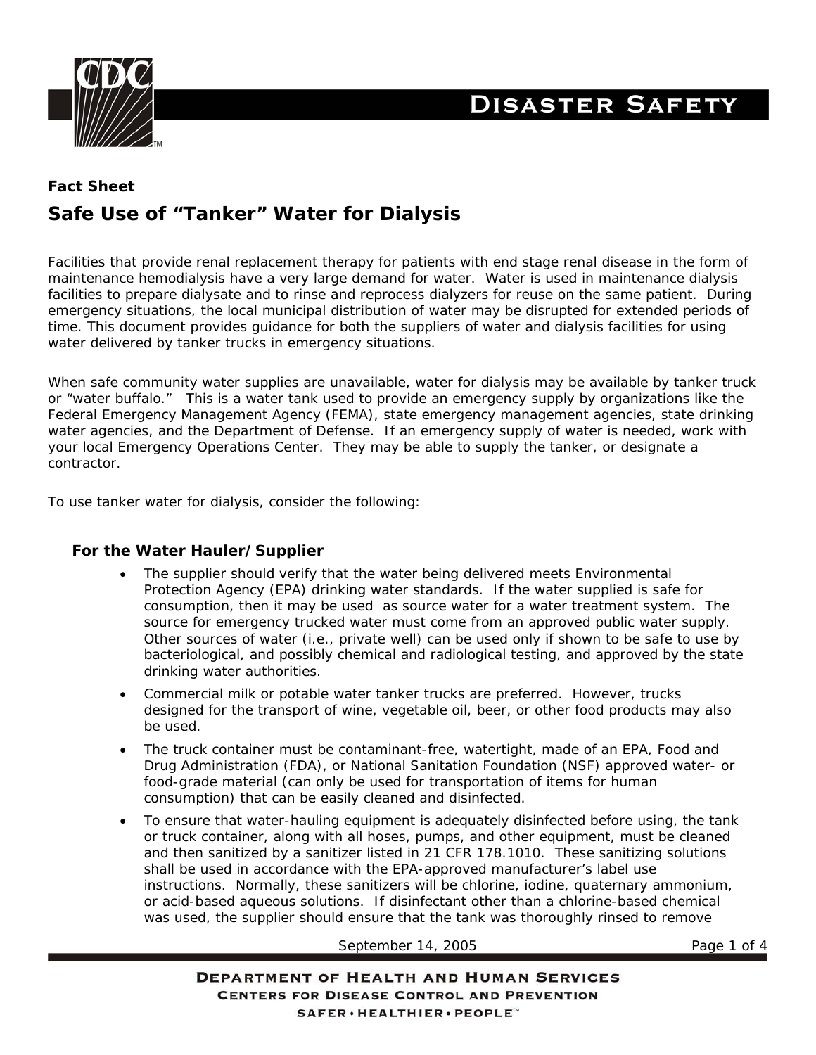Fact Sheet

# Safe Use of "Tanker" Water for Dialysis

Facilities that provide renal replacement therapy for patients with end stage renal disease in the form of maintenance hemodialysis have a very large demand for water. Water is used in maintenance dialysis facilities to prepare dialysate and to rinse and reprocess dialyzers for reuse on the same patient. During emergency situations, the local municipal distribution of water may be disrupted for extended periods of time. This document provides guidance for both the suppliers of water and dialysis facilities for using water delivered by tanker trucks in emergency situations.

When safe community water supplies are unavailable, water for dialysis may be available by tanker truck or "water buffalo." This is a water tank used to provide an emergency supply by organizations like the Federal Emergency Management Agency (FEMA), state emergency management agencies, state drinking water agencies, and the Department of Defense. If an emergency supply of water is needed, work with your local Emergency Operations Center. They may be able to supply the tanker, or designate a contractor.

To use tanker water for dialysis, consider the following:

## For the Water Hauler/Supplier

- The supplier should verify that the water being delivered meets Environmental Protection Agency (EPA) drinking water standards. If the water supplied is safe for consumption, then it may be used as source water for a water treatment system. The source for emergency trucked water must come from an approved public water supply. Other sources of water (i.e., private well) can be used only if shown to be safe to use by bacteriological, and possibly chemical and radiological testing, and approved by the state drinking water authorities.
- Commercial milk or potable water tanker trucks are preferred. However, trucks designed for the transport of wine, vegetable oil, beer, or other food products may also be used.
- The truck container must be contaminant-free, watertight, made of an EPA, Food and Drug Administration (FDA), or National Sanitation Foundation (NSF) approved water- or food-grade material (can only be used for transportation of items for human consumption) that can be easily cleaned and disinfected.
- To ensure that water-hauling equipment is adequately disinfected before using, the tank or truck container, along with all hoses, pumps, and other equipment, must be cleaned and then sanitized by a sanitizer listed in 21 CFR 178.1010. These sanitizing solutions shall be used in accordance with the EPA-approved manufacturer's label use instructions. Normally, these sanitizers will be chlorine, iodine, quaternary ammonium, or acid-based aqueous solutions. If disinfectant other than a chlorine-based chemical was used, the supplier should ensure that the tank was thoroughly rinsed to remove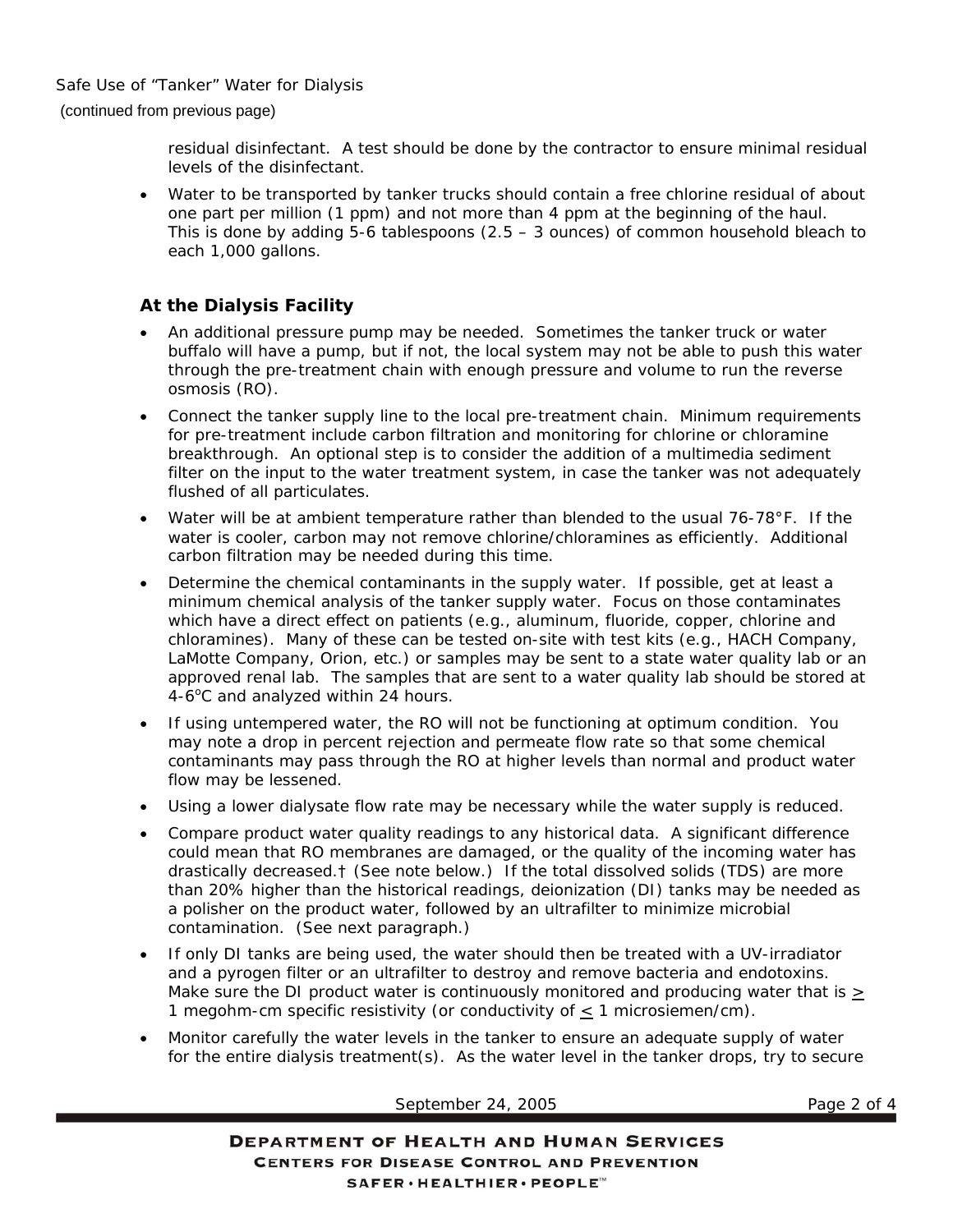residual disinfectant. A test should be done by the contractor to ensure minimal residual levels of the disinfectant.

- Water to be transported by tanker trucks should contain a free chlorine residual of about one part per million (1 ppm) and not more than 4 ppm at the beginning of the haul. This is done by adding 5-6 tablespoons (2.5 – 3 ounces) of common household bleach to each 1,000 gallons.

### At the Dialysis Facility

- An additional pressure pump may be needed. Sometimes the tanker truck or water buffalo will have a pump, but if not, the local system may not be able to push this water through the pre-treatment chain with enough pressure and volume to run the reverse osmosis (RO).
- Connect the tanker supply line to the local pre-treatment chain. Minimum requirements for pre-treatment include carbon filtration and monitoring for chlorine or chloramine breakthrough. An optional step is to consider the addition of a multimedia sediment filter on the input to the water treatment system, in case the tanker was not adequately flushed of all particulates.
- Water will be at ambient temperature rather than blended to the usual 76-78°F. If the water is cooler, carbon may not remove chlorine/chloramines as efficiently. Additional carbon filtration may be needed during this time.
- Determine the chemical contaminants in the supply water. If possible, get at least a minimum chemical analysis of the tanker supply water. Focus on those contaminates which have a direct effect on patients (e.g., aluminum, fluoride, copper, chlorine and chloramines). Many of these can be tested on-site with test kits (e.g., HACH Company, LaMotte Company, Orion, etc.) or samples may be sent to a state water quality lab or an approved renal lab. The samples that are sent to a water quality lab should be stored at 4-6°C and analyzed within 24 hours.
- If using untempered water, the RO will not be functioning at optimum condition. You may note a drop in percent rejection and permeate flow rate so that some chemical contaminants may pass through the RO at higher levels than normal and product water flow may be lessened.
- Using a lower dialysate flow rate may be necessary while the water supply is reduced.
- Compare product water quality readings to any historical data. A significant difference could mean that RO membranes are damaged, or the quality of the incoming water has drastically decreased.† (See note below.) If the total dissolved solids (TDS) are more than 20% higher than the historical readings, deionization (DI) tanks may be needed as a polisher on the product water, followed by an ultrafilter to minimize microbial contamination. (See next paragraph.)
- If only DI tanks are being used, the water should then be treated with a UV-irradiator and a pyrogen filter or an ultrafilter to destroy and remove bacteria and endotoxins. Make sure the DI product water is continuously monitored and producing water that is $\geq$ 1 megohm-cm specific resistivity (or conductivity of $\leq$ 1 microsiemen/cm).
- Monitor carefully the water levels in the tanker to ensure an adequate supply of water for the entire dialysis treatment(s). As the water level in the tanker drops, try to secure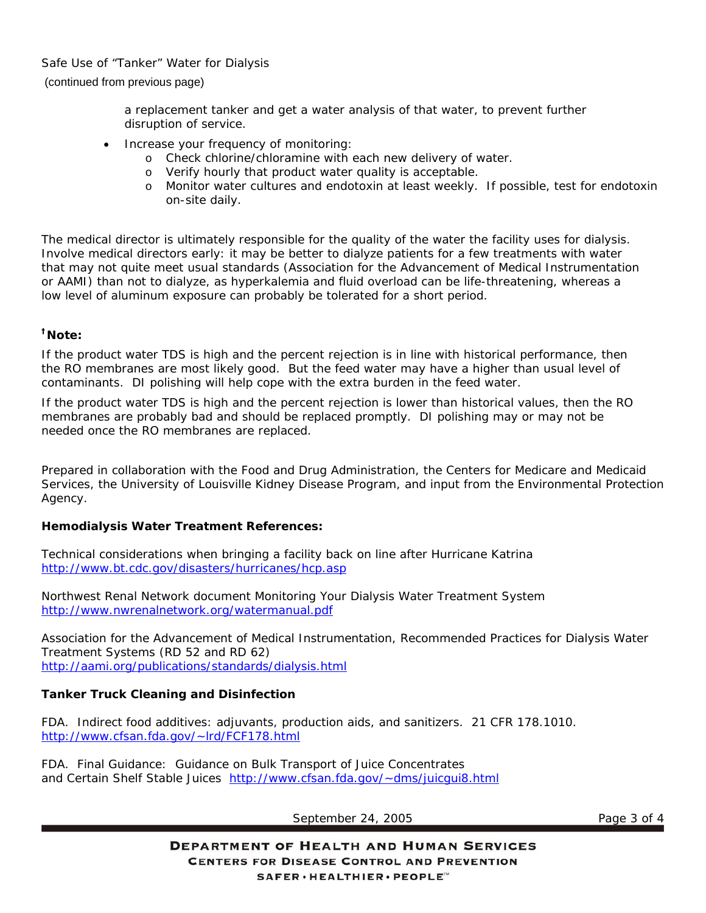a replacement tanker and get a water analysis of that water, to prevent further disruption of service.

- Increase your frequency of monitoring:
    - Check chlorine/chloramine with each new delivery of water.
    - Verify hourly that product water quality is acceptable.
    - Monitor water cultures and endotoxin at least weekly. If possible, test for endotoxin on-site daily.

The medical director is ultimately responsible for the quality of the water the facility uses for dialysis. Involve medical directors early: it may be better to dialyze patients for a few treatments with water that may not quite meet usual standards (Association for the Advancement of Medical Instrumentation or AAMI) than not to dialyze, as hyperkalemia and fluid overload can be life-threatening, whereas a low level of aluminum exposure can probably be tolerated for a short period.

**†Note:**

If the product water TDS is high and the percent rejection is in line with historical performance, then the RO membranes are most likely good. But the feed water may have a higher than usual level of contaminants. DI polishing will help cope with the extra burden in the feed water.

If the product water TDS is high and the percent rejection is lower than historical values, then the RO membranes are probably bad and should be replaced promptly. DI polishing may or may not be needed once the RO membranes are replaced.

Prepared in collaboration with the Food and Drug Administration, the Centers for Medicare and Medicaid Services, the University of Louisville Kidney Disease Program, and input from the Environmental Protection Agency.

**Hemodialysis Water Treatment References:**

Technical considerations when bringing a facility back on line after Hurricane Katrina
http://www.bt.cdc.gov/disasters/hurricanes/hcp.asp

Northwest Renal Network document Monitoring Your Dialysis Water Treatment System
http://www.nwrenalnetwork.org/watermanual.pdf

Association for the Advancement of Medical Instrumentation, Recommended Practices for Dialysis Water Treatment Systems (RD 52 and RD 62)
http://aami.org/publications/standards/dialysis.html

**Tanker Truck Cleaning and Disinfection**

FDA. Indirect food additives: adjuvants, production aids, and sanitizers. 21 CFR 178.1010.
http://www.cfsan.fda.gov/~lrd/FCF178.html

FDA. Final Guidance: Guidance on Bulk Transport of Juice Concentrates and Certain Shelf Stable Juices http://www.cfsan.fda.gov/~dms/juicgui8.html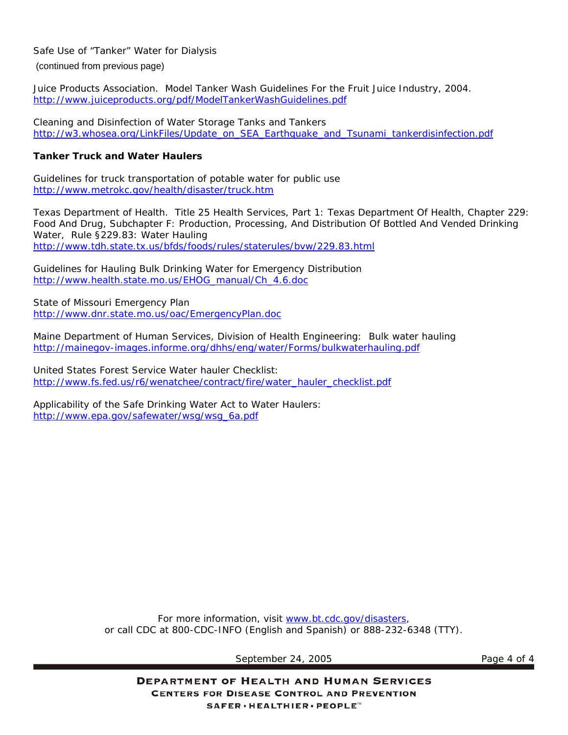(continued from previous page)

Juice Products Association. Model Tanker Wash Guidelines For the Fruit Juice Industry, 2004.
http://www.juiceproducts.org/pdf/ModelTankerWashGuidelines.pdf

Cleaning and Disinfection of Water Storage Tanks and Tankers
http://w3.whosea.org/LinkFiles/Update_on_SEA_Earthquake_and_Tsunami_tankerdisinfection.pdf

**Tanker Truck and Water Haulers**

Guidelines for truck transportation of potable water for public use
http://www.metrokc.gov/health/disaster/truck.htm

Texas Department of Health. Title 25 Health Services, Part 1: Texas Department Of Health, Chapter 229: Food And Drug, Subchapter F: Production, Processing, And Distribution Of Bottled And Vended Drinking Water, Rule §229.83: Water Hauling
http://www.tdh.state.tx.us/bfds/foods/rules/staterules/bvw/229.83.html

Guidelines for Hauling Bulk Drinking Water for Emergency Distribution
http://www.health.state.mo.us/EHOG_manual/Ch_4.6.doc

State of Missouri Emergency Plan
http://www.dnr.state.mo.us/oac/EmergencyPlan.doc

Maine Department of Human Services, Division of Health Engineering: Bulk water hauling
http://mainegov-images.informe.org/dhhs/eng/water/Forms/bulkwaterhauling.pdf

United States Forest Service Water hauler Checklist:
http://www.fs.fed.us/r6/wenatchee/contract/fire/water_hauler_checklist.pdf

Applicability of the Safe Drinking Water Act to Water Haulers:
http://www.epa.gov/safewater/wsg/wsg_6a.pdf

For more information, visit www.bt.cdc.gov/disasters,
or call CDC at 800-CDC-INFO (English and Spanish) or 888-232-6348 (TTY).

September 24, 2005